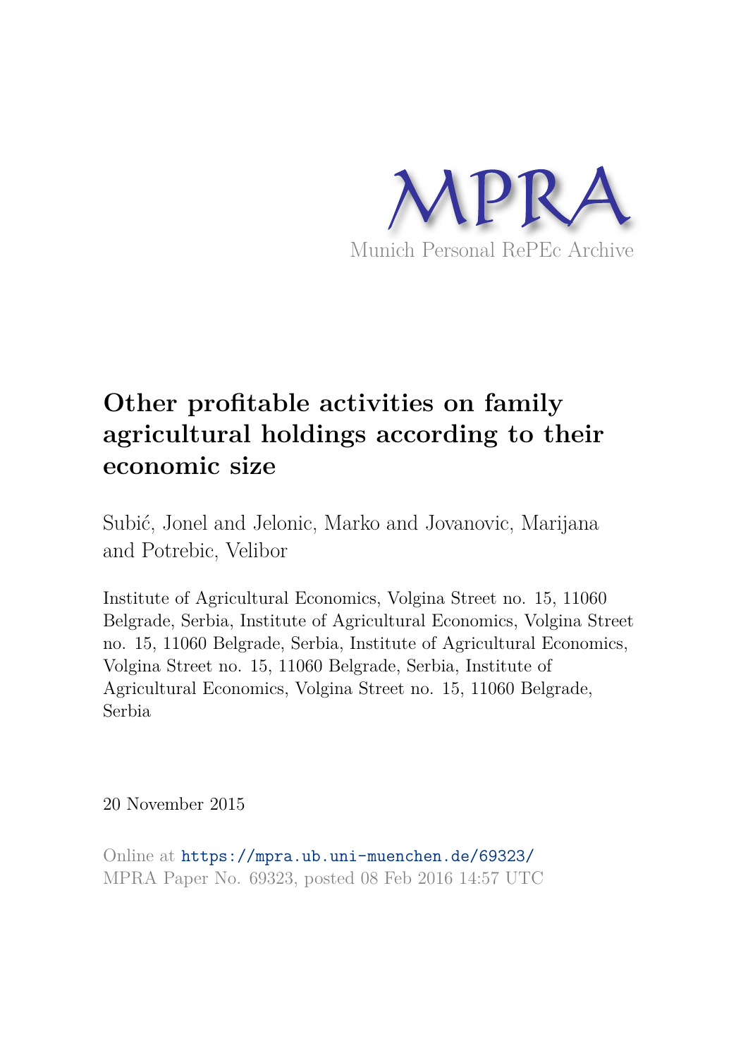MPRA

Munich Personal RePEc Archive

# Other profitable activities on family agricultural holdings according to their economic size

Subić, Jonel and Jelonic, Marko and Jovanovic, Marijana and Potrebic, Velibor

Institute of Agricultural Economics, Volgina Street no. 15, 11060 Belgrade, Serbia, Institute of Agricultural Economics, Volgina Street no. 15, 11060 Belgrade, Serbia, Institute of Agricultural Economics, Volgina Street no. 15, 11060 Belgrade, Serbia, Institute of Agricultural Economics, Volgina Street no. 15, 11060 Belgrade, Serbia

20 November 2015

Online at https://mpra.ub.uni-muenchen.de/69323/
MPRA Paper No. 69323, posted 08 Feb 2016 14:57 UTC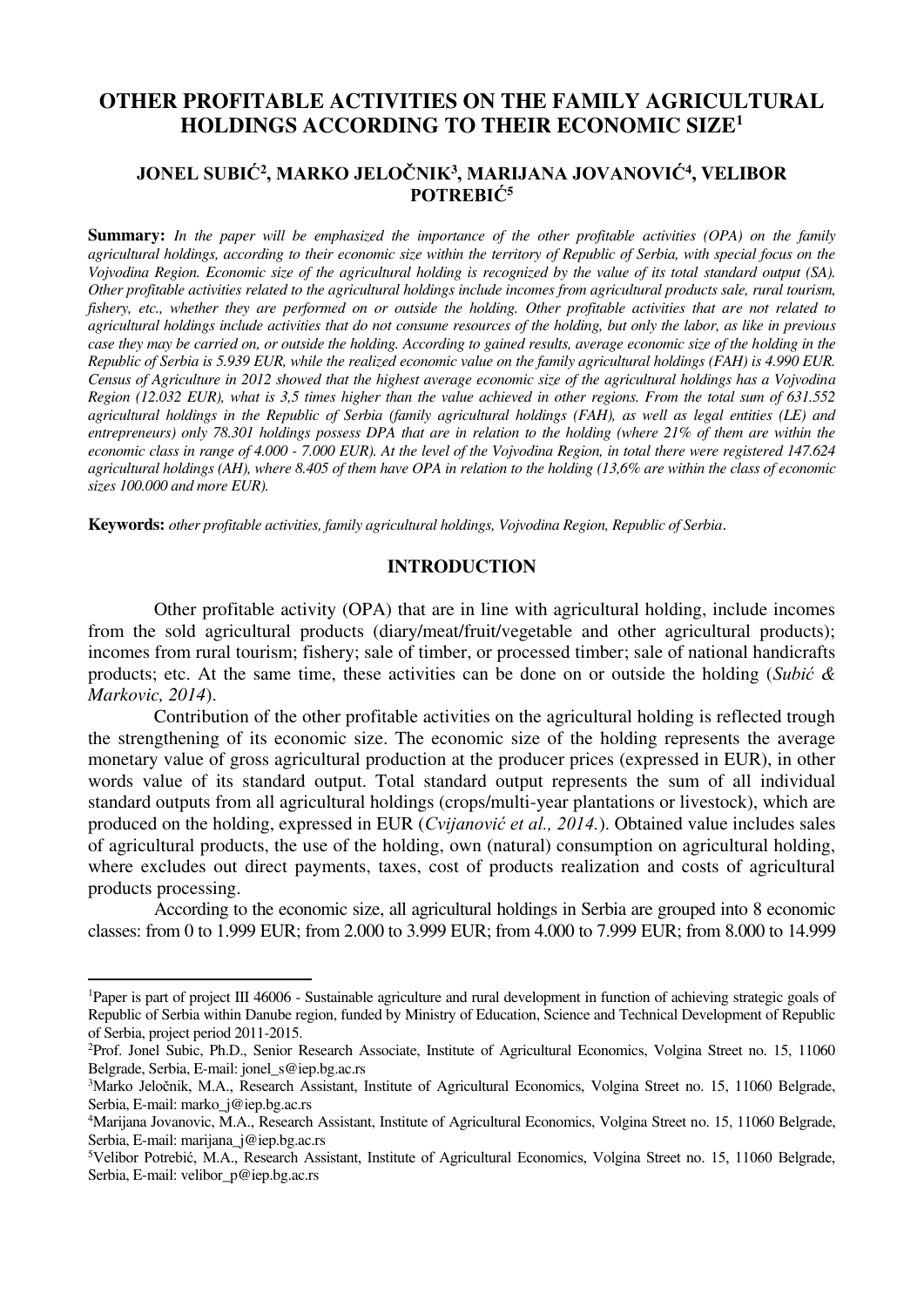# OTHER PROFITABLE ACTIVITIES ON THE FAMILY AGRICULTURAL HOLDINGS ACCORDING TO THEIR ECONOMIC SIZE[1]

## JONEL SUBIĆ[2], MARKO JELOČNIK[3], MARIJANA JOVANOVIĆ[4], VELIBOR POTREBIĆ[5]

**Summary:** *In the paper will be emphasized the importance of the other profitable activities (OPA) on the family agricultural holdings, according to their economic size within the territory of Republic of Serbia, with special focus on the Vojvodina Region. Economic size of the agricultural holding is recognized by the value of its total standard output (SA). Other profitable activities related to the agricultural holdings include incomes from agricultural products sale, rural tourism, fishery, etc., whether they are performed on or outside the holding. Other profitable activities that are not related to agricultural holdings include activities that do not consume resources of the holding, but only the labor, as like in previous case they may be carried on, or outside the holding. According to gained results, average economic size of the holding in the Republic of Serbia is 5.939 EUR, while the realized economic value on the family agricultural holdings (FAH) is 4.990 EUR. Census of Agriculture in 2012 showed that the highest average economic size of the agricultural holdings has a Vojvodina Region (12.032 EUR), what is 3,5 times higher than the value achieved in other regions. From the total sum of 631.552 agricultural holdings in the Republic of Serbia (family agricultural holdings (FAH), as well as legal entities (LE) and entrepreneurs) only 78.301 holdings possess DPA that are in relation to the holding (where 21% of them are within the economic class in range of 4.000 - 7.000 EUR). At the level of the Vojvodina Region, in total there were registered 147.624 agricultural holdings (AH), where 8.405 of them have OPA in relation to the holding (13,6% are within the class of economic sizes 100.000 and more EUR).*

**Keywords:** *other profitable activities, family agricultural holdings, Vojvodina Region, Republic of Serbia*.

## INTRODUCTION

Other profitable activity (OPA) that are in line with agricultural holding, include incomes from the sold agricultural products (diary/meat/fruit/vegetable and other agricultural products); incomes from rural tourism; fishery; sale of timber, or processed timber; sale of national handicrafts products; etc. At the same time, these activities can be done on or outside the holding (*Subić & Markovic, 2014*).

Contribution of the other profitable activities on the agricultural holding is reflected trough the strengthening of its economic size. The economic size of the holding represents the average monetary value of gross agricultural production at the producer prices (expressed in EUR), in other words value of its standard output. Total standard output represents the sum of all individual standard outputs from all agricultural holdings (crops/multi-year plantations or livestock), which are produced on the holding, expressed in EUR (*Cvijanović et al., 2014.*). Obtained value includes sales of agricultural products, the use of the holding, own (natural) consumption on agricultural holding, where excludes out direct payments, taxes, cost of products realization and costs of agricultural products processing.

According to the economic size, all agricultural holdings in Serbia are grouped into 8 economic classes: from 0 to 1.999 EUR; from 2.000 to 3.999 EUR; from 4.000 to 7.999 EUR; from 8.000 to 14.999

---

[1] Paper is part of project III 46006 - Sustainable agriculture and rural development in function of achieving strategic goals of Republic of Serbia within Danube region, funded by Ministry of Education, Science and Technical Development of Republic of Serbia, project period 2011-2015.

[2] Prof. Jonel Subic, Ph.D., Senior Research Associate, Institute of Agricultural Economics, Volgina Street no. 15, 11060 Belgrade, Serbia, E-mail: jonel_s@iep.bg.ac.rs

[3] Marko Jeločnik, M.A., Research Assistant, Institute of Agricultural Economics, Volgina Street no. 15, 11060 Belgrade, Serbia, E-mail: marko_j@iep.bg.ac.rs

[4] Marijana Jovanovic, M.A., Research Assistant, Institute of Agricultural Economics, Volgina Street no. 15, 11060 Belgrade, Serbia, E-mail: marijana_j@iep.bg.ac.rs

[5] Velibor Potrebić, M.A., Research Assistant, Institute of Agricultural Economics, Volgina Street no. 15, 11060 Belgrade, Serbia, E-mail: velibor_p@iep.bg.ac.rs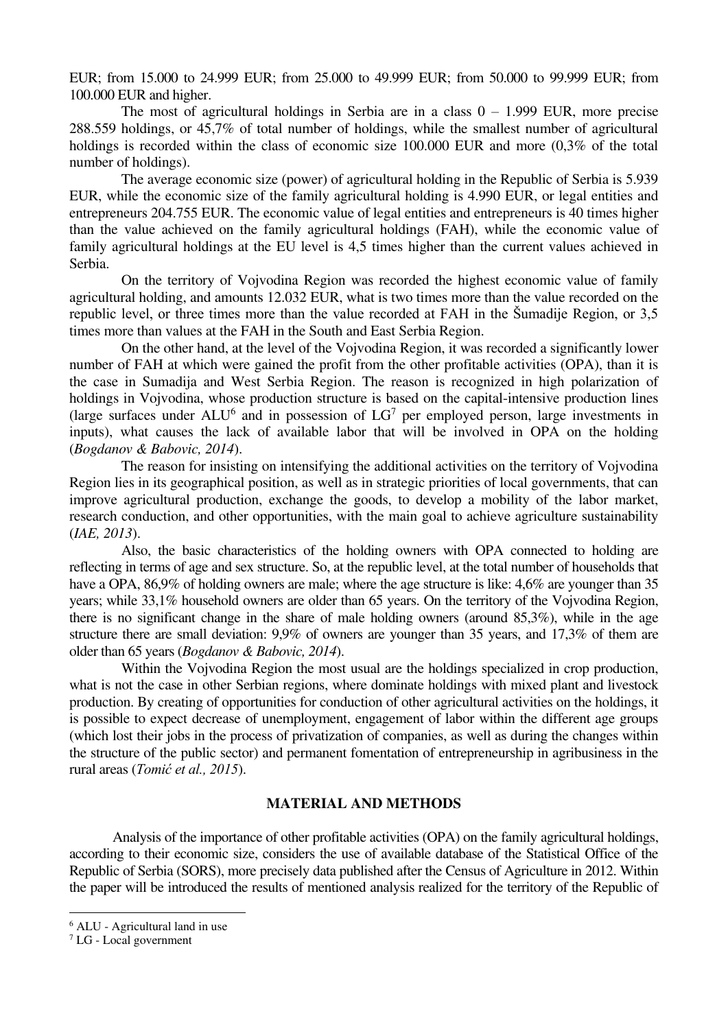EUR; from 15.000 to 24.999 EUR; from 25.000 to 49.999 EUR; from 50.000 to 99.999 EUR; from 100.000 EUR and higher.

The most of agricultural holdings in Serbia are in a class 0 – 1.999 EUR, more precise 288.559 holdings, or 45,7% of total number of holdings, while the smallest number of agricultural holdings is recorded within the class of economic size 100.000 EUR and more (0,3% of the total number of holdings).

The average economic size (power) of agricultural holding in the Republic of Serbia is 5.939 EUR, while the economic size of the family agricultural holding is 4.990 EUR, or legal entities and entrepreneurs 204.755 EUR. The economic value of legal entities and entrepreneurs is 40 times higher than the value achieved on the family agricultural holdings (FAH), while the economic value of family agricultural holdings at the EU level is 4,5 times higher than the current values achieved in Serbia.

On the territory of Vojvodina Region was recorded the highest economic value of family agricultural holding, and amounts 12.032 EUR, what is two times more than the value recorded on the republic level, or three times more than the value recorded at FAH in the Šumadije Region, or 3,5 times more than values at the FAH in the South and East Serbia Region.

On the other hand, at the level of the Vojvodina Region, it was recorded a significantly lower number of FAH at which were gained the profit from the other profitable activities (OPA), than it is the case in Sumadija and West Serbia Region. The reason is recognized in high polarization of holdings in Vojvodina, whose production structure is based on the capital-intensive production lines (large surfaces under ALU[6] and in possession of LG[7] per employed person, large investments in inputs), what causes the lack of available labor that will be involved in OPA on the holding (*Bogdanov & Babovic, 2014*).

The reason for insisting on intensifying the additional activities on the territory of Vojvodina Region lies in its geographical position, as well as in strategic priorities of local governments, that can improve agricultural production, exchange the goods, to develop a mobility of the labor market, research conduction, and other opportunities, with the main goal to achieve agriculture sustainability (*IAE, 2013*).

Also, the basic characteristics of the holding owners with OPA connected to holding are reflecting in terms of age and sex structure. So, at the republic level, at the total number of households that have a OPA, 86,9% of holding owners are male; where the age structure is like: 4,6% are younger than 35 years; while 33,1% household owners are older than 65 years. On the territory of the Vojvodina Region, there is no significant change in the share of male holding owners (around 85,3%), while in the age structure there are small deviation: 9,9% of owners are younger than 35 years, and 17,3% of them are older than 65 years (*Bogdanov & Babovic, 2014*).

Within the Vojvodina Region the most usual are the holdings specialized in crop production, what is not the case in other Serbian regions, where dominate holdings with mixed plant and livestock production. By creating of opportunities for conduction of other agricultural activities on the holdings, it is possible to expect decrease of unemployment, engagement of labor within the different age groups (which lost their jobs in the process of privatization of companies, as well as during the changes within the structure of the public sector) and permanent fomentation of entrepreneurship in agribusiness in the rural areas (*Tomić et al., 2015*).

## MATERIAL AND METHODS

Analysis of the importance of other profitable activities (OPA) on the family agricultural holdings, according to their economic size, considers the use of available database of the Statistical Office of the Republic of Serbia (SORS), more precisely data published after the Census of Agriculture in 2012. Within the paper will be introduced the results of mentioned analysis realized for the territory of the Republic of

---

[6] ALU - Agricultural land in use

[7] LG - Local government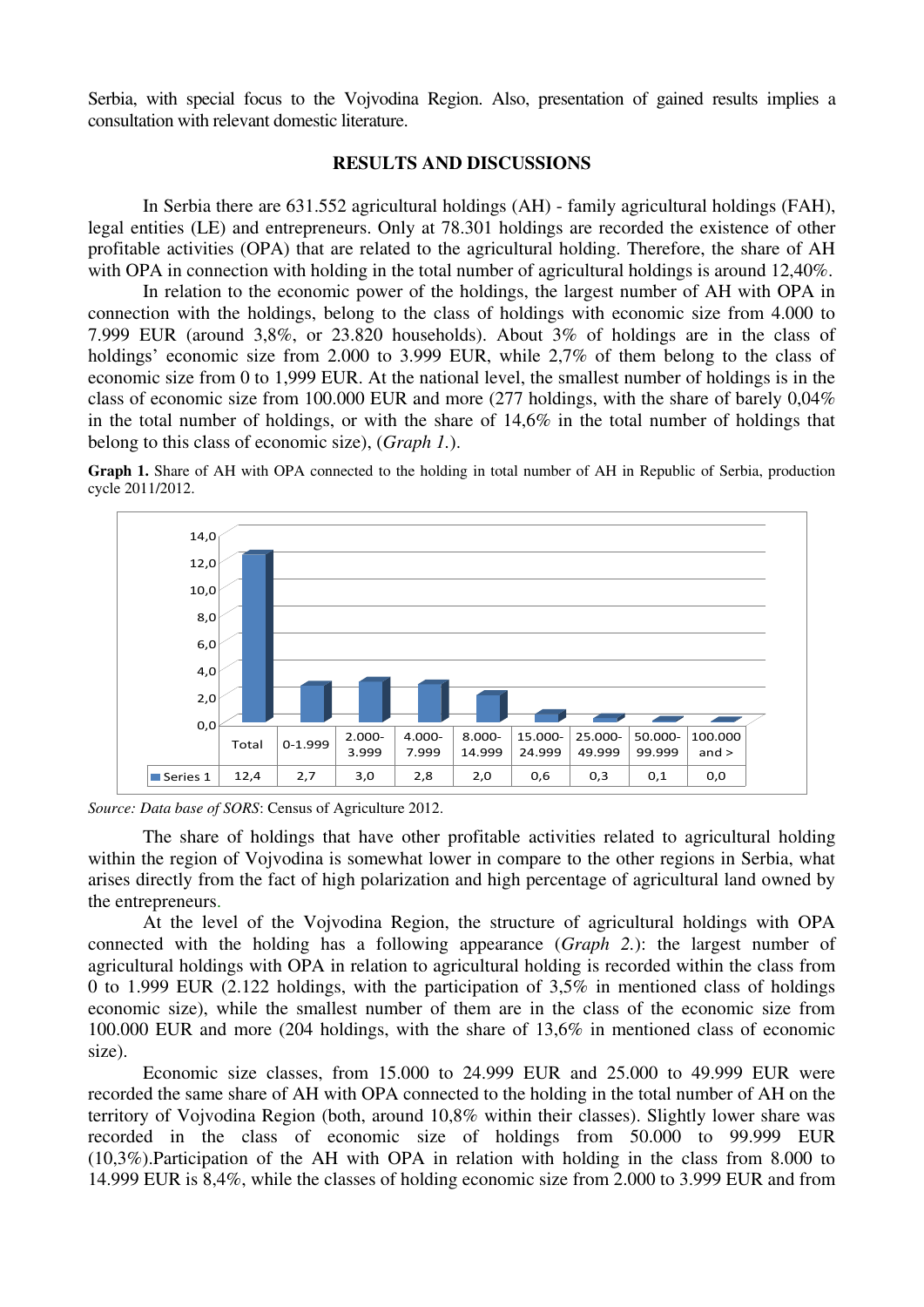Serbia, with special focus to the Vojvodina Region. Also, presentation of gained results implies a consultation with relevant domestic literature.

## RESULTS AND DISCUSSIONS

In Serbia there are 631.552 agricultural holdings (AH) - family agricultural holdings (FAH), legal entities (LE) and entrepreneurs. Only at 78.301 holdings are recorded the existence of other profitable activities (OPA) that are related to the agricultural holding. Therefore, the share of AH with OPA in connection with holding in the total number of agricultural holdings is around 12,40%.

In relation to the economic power of the holdings, the largest number of AH with OPA in connection with the holdings, belong to the class of holdings with economic size from 4.000 to 7.999 EUR (around 3,8%, or 23.820 households). About 3% of holdings are in the class of holdings' economic size from 2.000 to 3.999 EUR, while 2,7% of them belong to the class of economic size from 0 to 1,999 EUR. At the national level, the smallest number of holdings is in the class of economic size from 100.000 EUR and more (277 holdings, with the share of barely 0,04% in the total number of holdings, or with the share of 14,6% in the total number of holdings that belong to this class of economic size), (*Graph 1.*).

**Graph 1.** Share of AH with OPA connected to the holding in total number of AH in Republic of Serbia, production cycle 2011/2012.

| | Total | 0-1.999 | 2.000-3.999 | 4.000-7.999 | 8.000-14.999 | 15.000-24.999 | 25.000-49.999 | 50.000-99.999 | 100.000 and > |
|---|---|---|---|---|---|---|---|---|---|
| Series 1 | 12,4 | 2,7 | 3,0 | 2,8 | 2,0 | 0,6 | 0,3 | 0,1 | 0,0 |

*Source: Data base of SORS*: Census of Agriculture 2012.

The share of holdings that have other profitable activities related to agricultural holding within the region of Vojvodina is somewhat lower in compare to the other regions in Serbia, what arises directly from the fact of high polarization and high percentage of agricultural land owned by the entrepreneurs.

At the level of the Vojvodina Region, the structure of agricultural holdings with OPA connected with the holding has a following appearance (*Graph 2.*): the largest number of agricultural holdings with OPA in relation to agricultural holding is recorded within the class from 0 to 1.999 EUR (2.122 holdings, with the participation of 3,5% in mentioned class of holdings economic size), while the smallest number of them are in the class of the economic size from 100.000 EUR and more (204 holdings, with the share of 13,6% in mentioned class of economic size).

Economic size classes, from 15.000 to 24.999 EUR and 25.000 to 49.999 EUR were recorded the same share of AH with OPA connected to the holding in the total number of AH on the territory of Vojvodina Region (both, around 10,8% within their classes). Slightly lower share was recorded in the class of economic size of holdings from 50.000 to 99.999 EUR (10,3%).Participation of the AH with OPA in relation with holding in the class from 8.000 to 14.999 EUR is 8,4%, while the classes of holding economic size from 2.000 to 3.999 EUR and from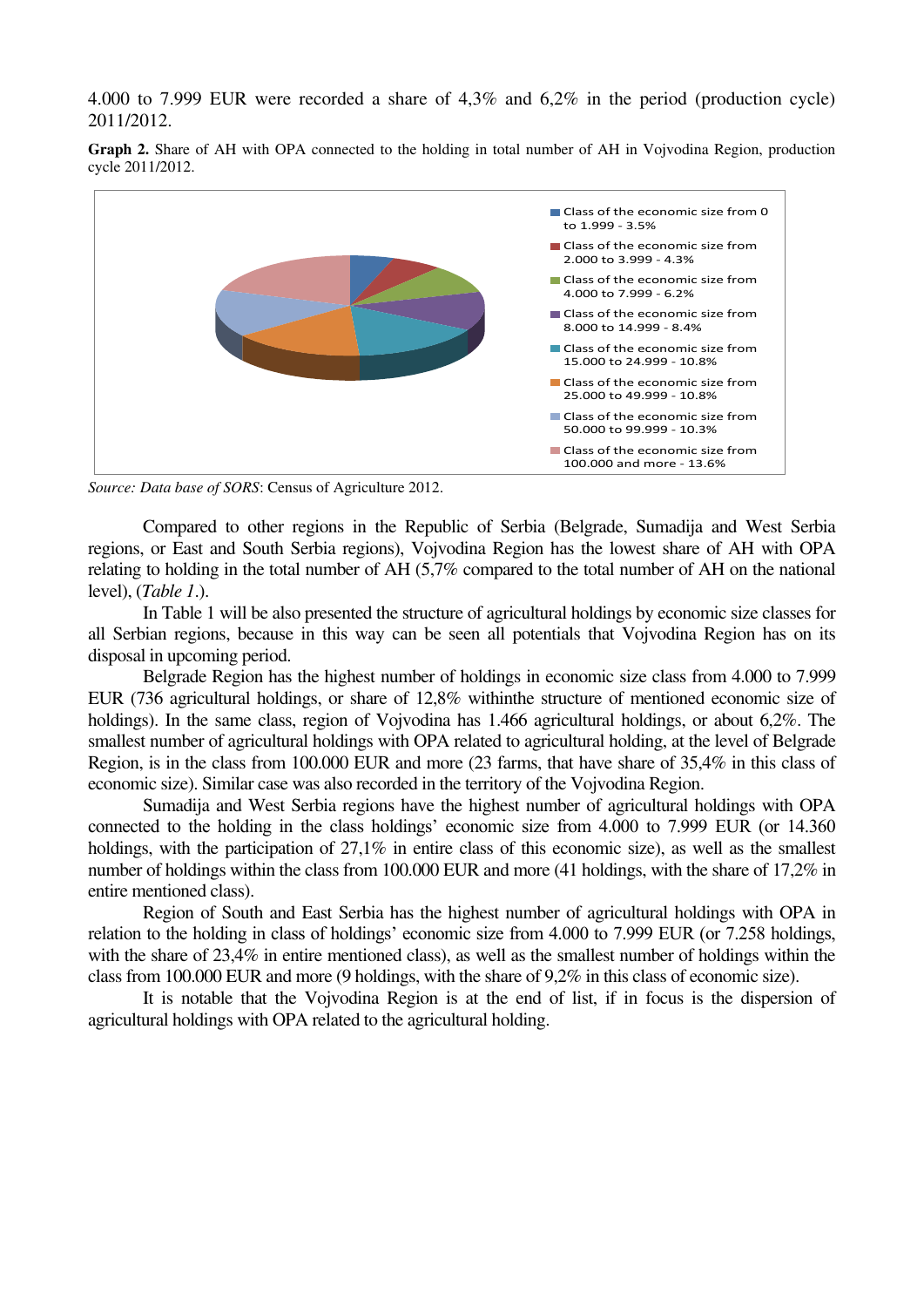4.000 to 7.999 EUR were recorded a share of 4,3% and 6,2% in the period (production cycle) 2011/2012.

**Graph 2.** Share of AH with OPA connected to the holding in total number of AH in Vojvodina Region, production cycle 2011/2012.

- Class of the economic size from 0 to 1.999 - 3.5%
- Class of the economic size from 2.000 to 3.999 - 4.3%
- Class of the economic size from 4.000 to 7.999 - 6.2%
- Class of the economic size from 8.000 to 14.999 - 8.4%
- Class of the economic size from 15.000 to 24.999 - 10.8%
- Class of the economic size from 25.000 to 49.999 - 10.8%
- Class of the economic size from 50.000 to 99.999 - 10.3%
- Class of the economic size from 100.000 and more - 13.6%

*Source: Data base of SORS*: Census of Agriculture 2012.

Compared to other regions in the Republic of Serbia (Belgrade, Sumadija and West Serbia regions, or East and South Serbia regions), Vojvodina Region has the lowest share of AH with OPA relating to holding in the total number of AH (5,7% compared to the total number of AH on the national level), (*Table 1*.).

In Table 1 will be also presented the structure of agricultural holdings by economic size classes for all Serbian regions, because in this way can be seen all potentials that Vojvodina Region has on its disposal in upcoming period.

Belgrade Region has the highest number of holdings in economic size class from 4.000 to 7.999 EUR (736 agricultural holdings, or share of 12,8% withinthe structure of mentioned economic size of holdings). In the same class, region of Vojvodina has 1.466 agricultural holdings, or about 6,2%. The smallest number of agricultural holdings with OPA related to agricultural holding, at the level of Belgrade Region, is in the class from 100.000 EUR and more (23 farms, that have share of 35,4% in this class of economic size). Similar case was also recorded in the territory of the Vojvodina Region.

Sumadija and West Serbia regions have the highest number of agricultural holdings with OPA connected to the holding in the class holdings' economic size from 4.000 to 7.999 EUR (or 14.360 holdings, with the participation of 27,1% in entire class of this economic size), as well as the smallest number of holdings within the class from 100.000 EUR and more (41 holdings, with the share of 17,2% in entire mentioned class).

Region of South and East Serbia has the highest number of agricultural holdings with OPA in relation to the holding in class of holdings' economic size from 4.000 to 7.999 EUR (or 7.258 holdings, with the share of 23,4% in entire mentioned class), as well as the smallest number of holdings within the class from 100.000 EUR and more (9 holdings, with the share of 9,2% in this class of economic size).

It is notable that the Vojvodina Region is at the end of list, if in focus is the dispersion of agricultural holdings with OPA related to the agricultural holding.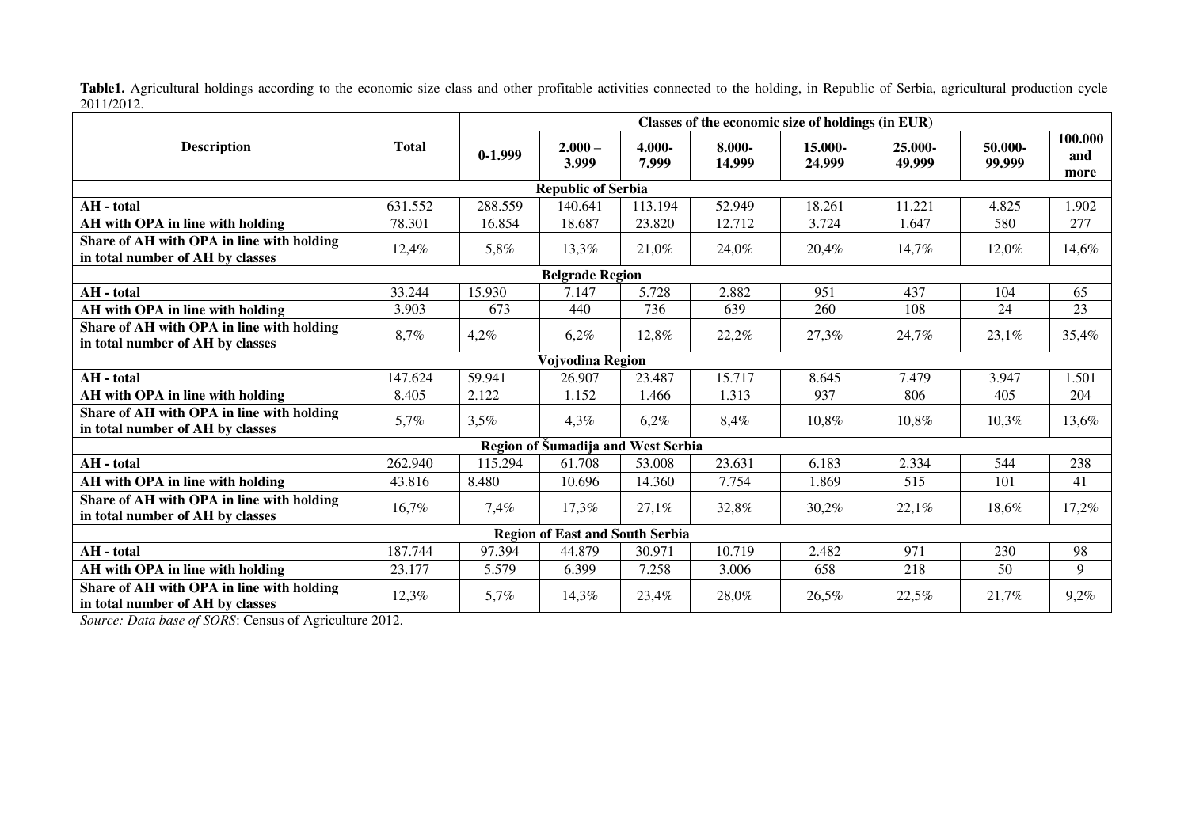**Table1.** Agricultural holdings according to the economic size class and other profitable activities connected to the holding, in Republic of Serbia, agricultural production cycle 2011/2012.

| Description | Total | Classes of the economic size of holdings (in EUR) | | | | | | | |
|---|---|---|---|---|---|---|---|---|---|
| | | 0-1.999 | 2.000 – 3.999 | 4.000-7.999 | 8.000-14.999 | 15.000-24.999 | 25.000-49.999 | 50.000-99.999 | 100.000 and more |
| **Republic of Serbia** | | | | | | | | | |
| **AH - total** | 631.552 | 288.559 | 140.641 | 113.194 | 52.949 | 18.261 | 11.221 | 4.825 | 1.902 |
| **AH with OPA in line with holding** | 78.301 | 16.854 | 18.687 | 23.820 | 12.712 | 3.724 | 1.647 | 580 | 277 |
| **Share of AH with OPA in line with holding in total number of AH by classes** | 12,4% | 5,8% | 13,3% | 21,0% | 24,0% | 20,4% | 14,7% | 12,0% | 14,6% |
| **Belgrade Region** | | | | | | | | | |
| **AH - total** | 33.244 | 15.930 | 7.147 | 5.728 | 2.882 | 951 | 437 | 104 | 65 |
| **AH with OPA in line with holding** | 3.903 | 673 | 440 | 736 | 639 | 260 | 108 | 24 | 23 |
| **Share of AH with OPA in line with holding in total number of AH by classes** | 8,7% | 4,2% | 6,2% | 12,8% | 22,2% | 27,3% | 24,7% | 23,1% | 35,4% |
| **Vojvodina Region** | | | | | | | | | |
| **AH - total** | 147.624 | 59.941 | 26.907 | 23.487 | 15.717 | 8.645 | 7.479 | 3.947 | 1.501 |
| **AH with OPA in line with holding** | 8.405 | 2.122 | 1.152 | 1.466 | 1.313 | 937 | 806 | 405 | 204 |
| **Share of AH with OPA in line with holding in total number of AH by classes** | 5,7% | 3,5% | 4,3% | 6,2% | 8,4% | 10,8% | 10,8% | 10,3% | 13,6% |
| **Region of Šumadija and West Serbia** | | | | | | | | | |
| **AH - total** | 262.940 | 115.294 | 61.708 | 53.008 | 23.631 | 6.183 | 2.334 | 544 | 238 |
| **AH with OPA in line with holding** | 43.816 | 8.480 | 10.696 | 14.360 | 7.754 | 1.869 | 515 | 101 | 41 |
| **Share of AH with OPA in line with holding in total number of AH by classes** | 16,7% | 7,4% | 17,3% | 27,1% | 32,8% | 30,2% | 22,1% | 18,6% | 17,2% |
| **Region of East and South Serbia** | | | | | | | | | |
| **AH - total** | 187.744 | 97.394 | 44.879 | 30.971 | 10.719 | 2.482 | 971 | 230 | 98 |
| **AH with OPA in line with holding** | 23.177 | 5.579 | 6.399 | 7.258 | 3.006 | 658 | 218 | 50 | 9 |
| **Share of AH with OPA in line with holding in total number of AH by classes** | 12,3% | 5,7% | 14,3% | 23,4% | 28,0% | 26,5% | 22,5% | 21,7% | 9,2% |

*Source: Data base of SORS*: Census of Agriculture 2012.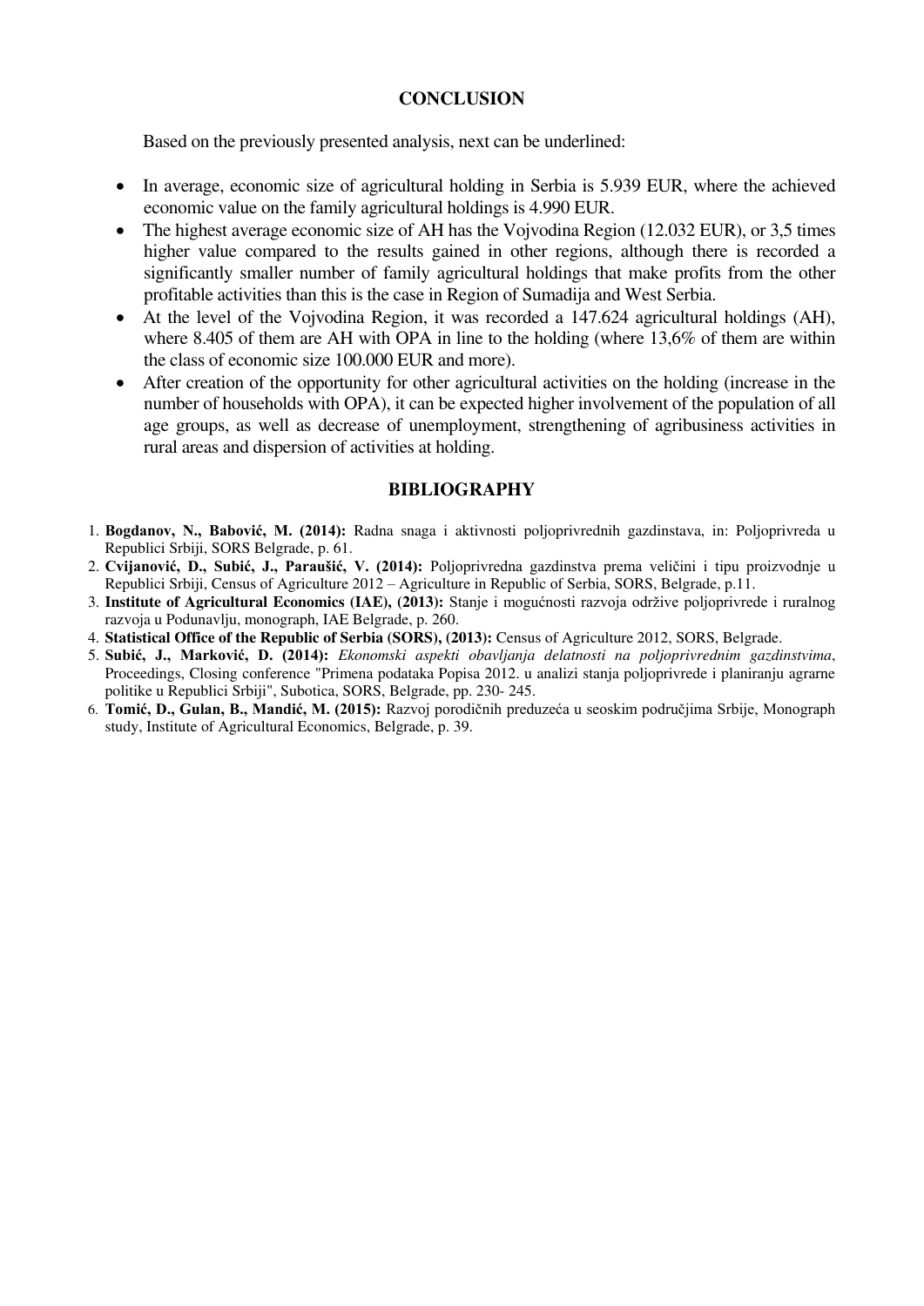## CONCLUSION

Based on the previously presented analysis, next can be underlined:

- In average, economic size of agricultural holding in Serbia is 5.939 EUR, where the achieved economic value on the family agricultural holdings is 4.990 EUR.
- The highest average economic size of AH has the Vojvodina Region (12.032 EUR), or 3,5 times higher value compared to the results gained in other regions, although there is recorded a significantly smaller number of family agricultural holdings that make profits from the other profitable activities than this is the case in Region of Sumadija and West Serbia.
- At the level of the Vojvodina Region, it was recorded a 147.624 agricultural holdings (AH), where 8.405 of them are AH with OPA in line to the holding (where 13,6% of them are within the class of economic size 100.000 EUR and more).
- After creation of the opportunity for other agricultural activities on the holding (increase in the number of households with OPA), it can be expected higher involvement of the population of all age groups, as well as decrease of unemployment, strengthening of agribusiness activities in rural areas and dispersion of activities at holding.

## BIBLIOGRAPHY

1. **Bogdanov, N., Babović, M. (2014):** Radna snaga i aktivnosti poljoprivrednih gazdinstava, in: Poljoprivreda u Republici Srbiji, SORS Belgrade, p. 61.
2. **Cvijanović, D., Subić, J., Paraušić, V. (2014):** Poljoprivredna gazdinstva prema veličini i tipu proizvodnje u Republici Srbiji, Census of Agriculture 2012 – Agriculture in Republic of Serbia, SORS, Belgrade, p.11.
3. **Institute of Agricultural Economics (IAE), (2013):** Stanje i mogućnosti razvoja održive poljoprivrede i ruralnog razvoja u Podunavlju, monograph, IAE Belgrade, p. 260.
4. **Statistical Office of the Republic of Serbia (SORS), (2013):** Census of Agriculture 2012, SORS, Belgrade.
5. **Subić, J., Marković, D. (2014):** *Ekonomski aspekti obavljanja delatnosti na poljoprivrednim gazdinstvima*, Proceedings, Closing conference "Primena podataka Popisa 2012. u analizi stanja poljoprivrede i planiranju agrarne politike u Republici Srbiji", Subotica, SORS, Belgrade, pp. 230- 245.
6. **Tomić, D., Gulan, B., Mandić, M. (2015):** Razvoj porodičnih preduzeća u seoskim područjima Srbije, Monograph study, Institute of Agricultural Economics, Belgrade, p. 39.